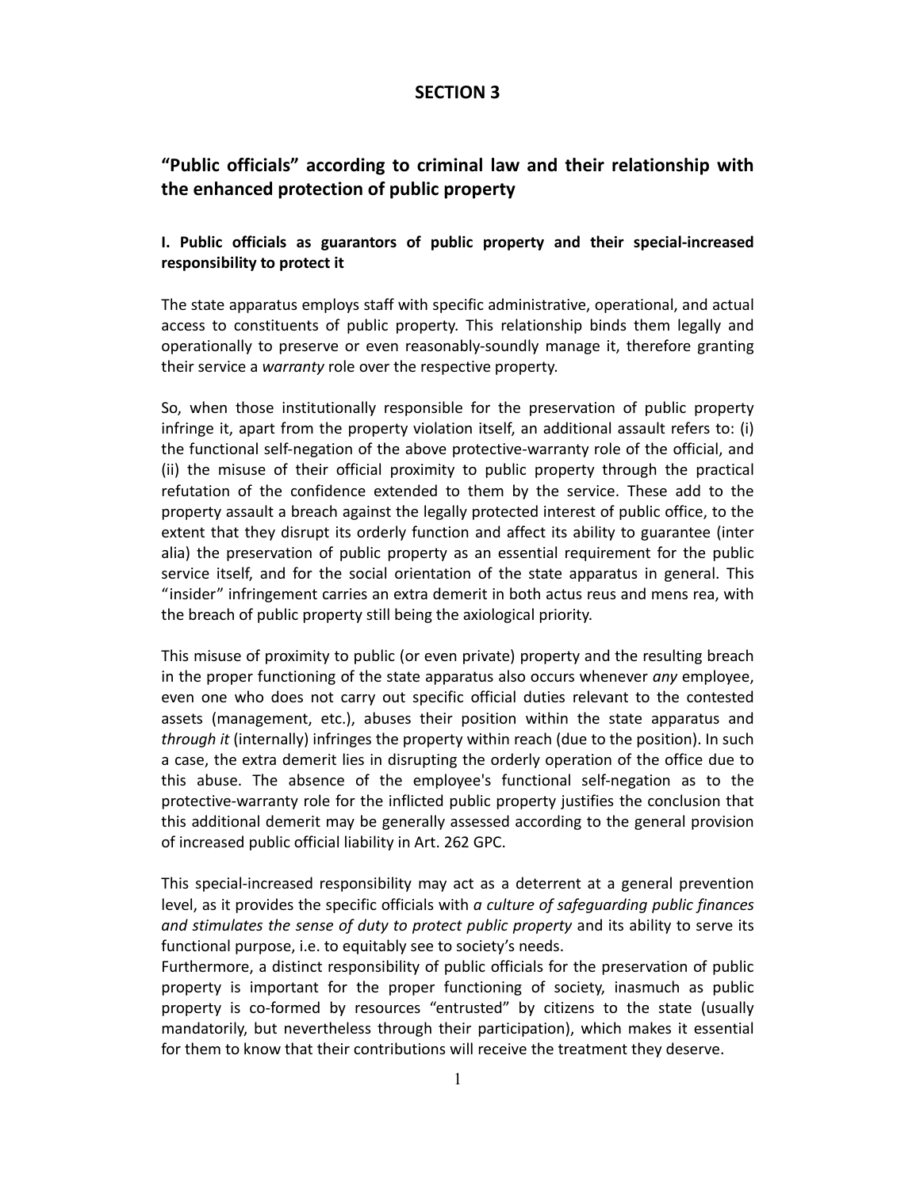# SECTION 3

## "Public officials" according to criminal law and their relationship with the enhanced protection of public property

### I. Public officials as guarantors of public property and their special-increased responsibility to protect it

The state apparatus employs staff with specific administrative, operational, and actual access to constituents of public property. This relationship binds them legally and operationally to preserve or even reasonably-soundly manage it, therefore granting their service a *warranty* role over the respective property.

So, when those institutionally responsible for the preservation of public property infringe it, apart from the property violation itself, an additional assault refers to: (i) the functional self-negation of the above protective-warranty role of the official, and (ii) the misuse of their official proximity to public property through the practical refutation of the confidence extended to them by the service. These add to the property assault a breach against the legally protected interest of public office, to the extent that they disrupt its orderly function and affect its ability to guarantee (inter alia) the preservation of public property as an essential requirement for the public service itself, and for the social orientation of the state apparatus in general. This "insider" infringement carries an extra demerit in both actus reus and mens rea, with the breach of public property still being the axiological priority.

This misuse of proximity to public (or even private) property and the resulting breach in the proper functioning of the state apparatus also occurs whenever *any* employee, even one who does not carry out specific official duties relevant to the contested assets (management, etc.), abuses their position within the state apparatus and *through it* (internally) infringes the property within reach (due to the position). In such a case, the extra demerit lies in disrupting the orderly operation of the office due to this abuse. The absence of the employee's functional self-negation as to the protective-warranty role for the inflicted public property justifies the conclusion that this additional demerit may be generally assessed according to the general provision of increased public official liability in Art. 262 GPC.

This special-increased responsibility may act as a deterrent at a general prevention level, as it provides the specific officials with *a culture of safeguarding public finances and stimulates the sense of duty to protect public property* and its ability to serve its functional purpose, i.e. to equitably see to society's needs.

Furthermore, a distinct responsibility of public officials for the preservation of public property is important for the proper functioning of society, inasmuch as public property is co-formed by resources "entrusted" by citizens to the state (usually mandatorily, but nevertheless through their participation), which makes it essential for them to know that their contributions will receive the treatment they deserve.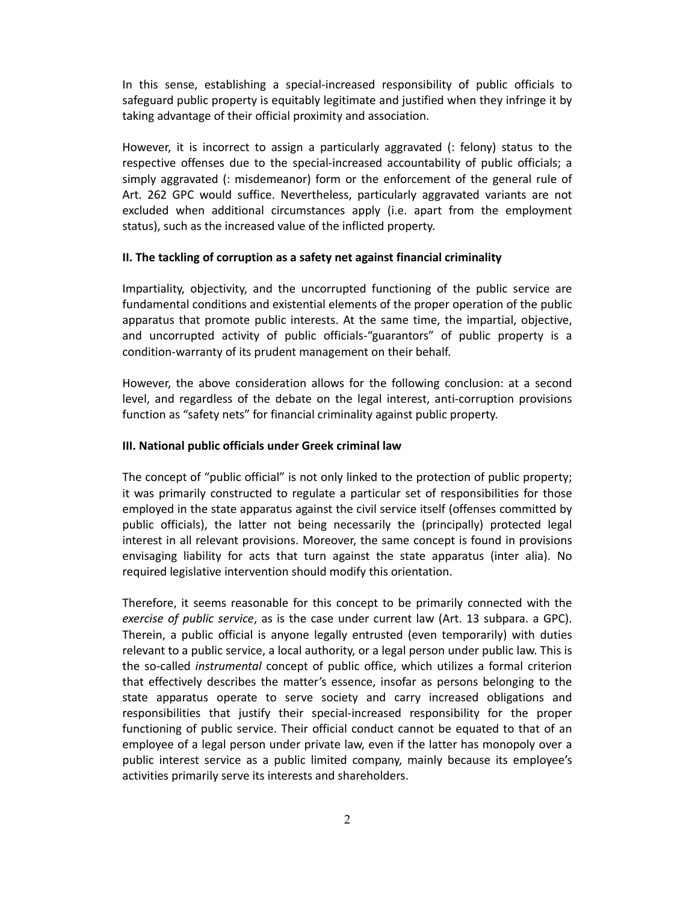In this sense, establishing a special-increased responsibility of public officials to safeguard public property is equitably legitimate and justified when they infringe it by taking advantage of their official proximity and association.

However, it is incorrect to assign a particularly aggravated (: felony) status to the respective offenses due to the special-increased accountability of public officials; a simply aggravated (: misdemeanor) form or the enforcement of the general rule of Art. 262 GPC would suffice. Nevertheless, particularly aggravated variants are not excluded when additional circumstances apply (i.e. apart from the employment status), such as the increased value of the inflicted property.

**II. The tackling of corruption as a safety net against financial criminality**

Impartiality, objectivity, and the uncorrupted functioning of the public service are fundamental conditions and existential elements of the proper operation of the public apparatus that promote public interests. At the same time, the impartial, objective, and uncorrupted activity of public officials-"guarantors" of public property is a condition-warranty of its prudent management on their behalf.

However, the above consideration allows for the following conclusion: at a second level, and regardless of the debate on the legal interest, anti-corruption provisions function as "safety nets" for financial criminality against public property.

**III. National public officials under Greek criminal law**

The concept of "public official" is not only linked to the protection of public property; it was primarily constructed to regulate a particular set of responsibilities for those employed in the state apparatus against the civil service itself (offenses committed by public officials), the latter not being necessarily the (principally) protected legal interest in all relevant provisions. Moreover, the same concept is found in provisions envisaging liability for acts that turn against the state apparatus (inter alia). No required legislative intervention should modify this orientation.

Therefore, it seems reasonable for this concept to be primarily connected with the *exercise of public service*, as is the case under current law (Art. 13 subpara. a GPC). Therein, a public official is anyone legally entrusted (even temporarily) with duties relevant to a public service, a local authority, or a legal person under public law. This is the so-called *instrumental* concept of public office, which utilizes a formal criterion that effectively describes the matter's essence, insofar as persons belonging to the state apparatus operate to serve society and carry increased obligations and responsibilities that justify their special-increased responsibility for the proper functioning of public service. Their official conduct cannot be equated to that of an employee of a legal person under private law, even if the latter has monopoly over a public interest service as a public limited company, mainly because its employee's activities primarily serve its interests and shareholders.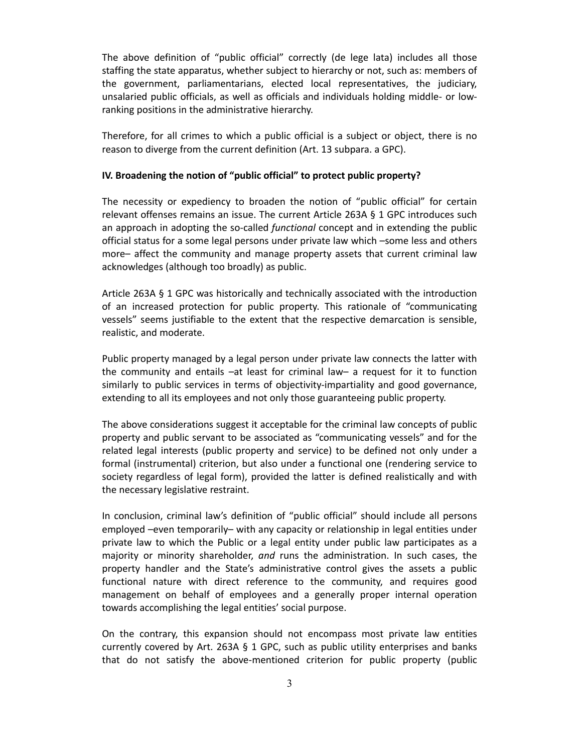The above definition of "public official" correctly (de lege lata) includes all those staffing the state apparatus, whether subject to hierarchy or not, such as: members of the government, parliamentarians, elected local representatives, the judiciary, unsalaried public officials, as well as officials and individuals holding middle- or low-ranking positions in the administrative hierarchy.

Therefore, for all crimes to which a public official is a subject or object, there is no reason to diverge from the current definition (Art. 13 subpara. a GPC).

**IV. Broadening the notion of "public official" to protect public property?**

The necessity or expediency to broaden the notion of "public official" for certain relevant offenses remains an issue. The current Article 263A § 1 GPC introduces such an approach in adopting the so-called *functional* concept and in extending the public official status for a some legal persons under private law which –some less and others more– affect the community and manage property assets that current criminal law acknowledges (although too broadly) as public.

Article 263A § 1 GPC was historically and technically associated with the introduction of an increased protection for public property. This rationale of "communicating vessels" seems justifiable to the extent that the respective demarcation is sensible, realistic, and moderate.

Public property managed by a legal person under private law connects the latter with the community and entails –at least for criminal law– a request for it to function similarly to public services in terms of objectivity-impartiality and good governance, extending to all its employees and not only those guaranteeing public property.

The above considerations suggest it acceptable for the criminal law concepts of public property and public servant to be associated as "communicating vessels" and for the related legal interests (public property and service) to be defined not only under a formal (instrumental) criterion, but also under a functional one (rendering service to society regardless of legal form), provided the latter is defined realistically and with the necessary legislative restraint.

In conclusion, criminal law's definition of "public official" should include all persons employed –even temporarily– with any capacity or relationship in legal entities under private law to which the Public or a legal entity under public law participates as a majority or minority shareholder, *and* runs the administration. In such cases, the property handler and the State's administrative control gives the assets a public functional nature with direct reference to the community, and requires good management on behalf of employees and a generally proper internal operation towards accomplishing the legal entities' social purpose.

On the contrary, this expansion should not encompass most private law entities currently covered by Art. 263A § 1 GPC, such as public utility enterprises and banks that do not satisfy the above-mentioned criterion for public property (public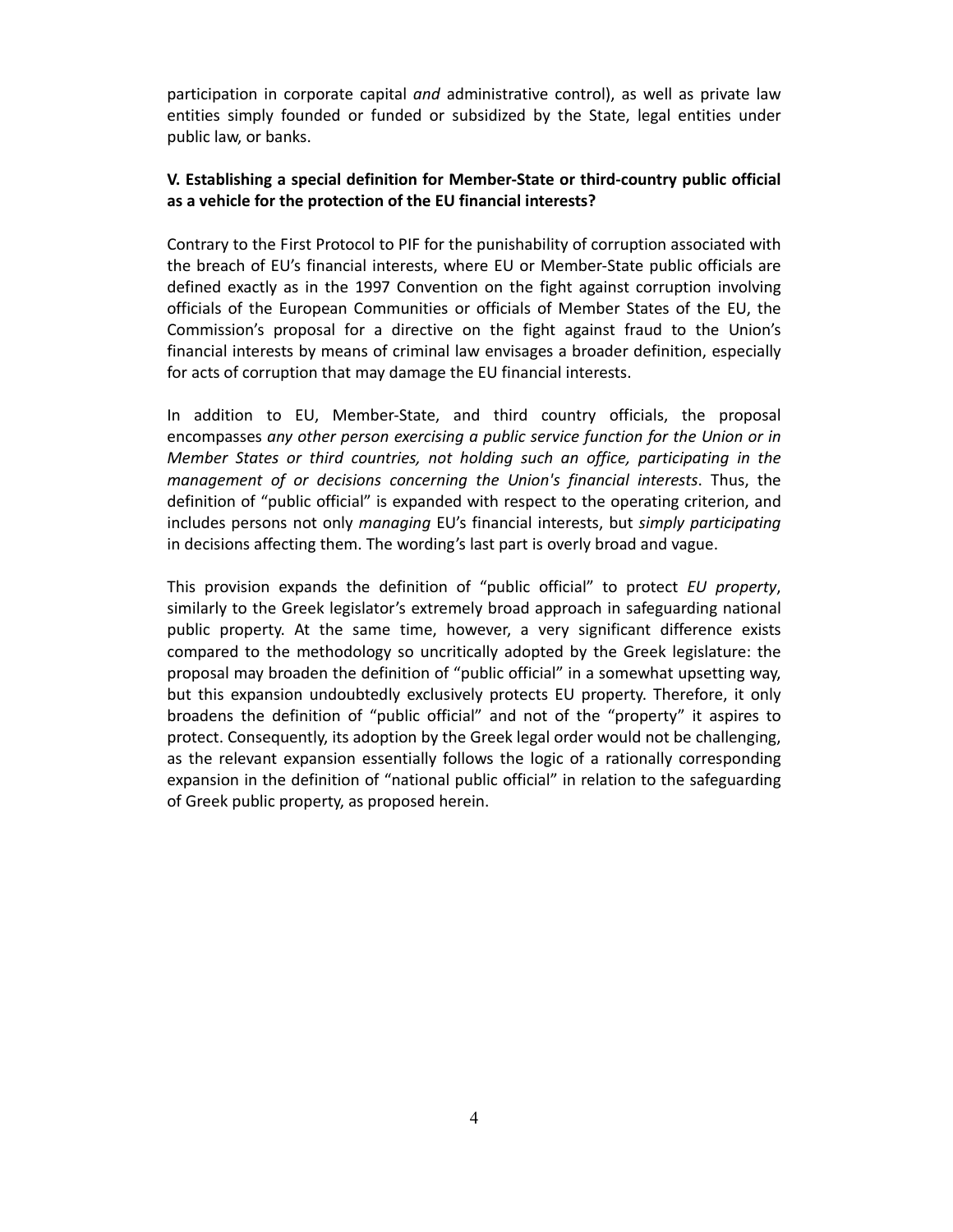participation in corporate capital *and* administrative control), as well as private law entities simply founded or funded or subsidized by the State, legal entities under public law, or banks.

**V. Establishing a special definition for Member-State or third-country public official as a vehicle for the protection of the EU financial interests?**

Contrary to the First Protocol to PIF for the punishability of corruption associated with the breach of EU's financial interests, where EU or Member-State public officials are defined exactly as in the 1997 Convention on the fight against corruption involving officials of the European Communities or officials of Member States of the EU, the Commission's proposal for a directive on the fight against fraud to the Union's financial interests by means of criminal law envisages a broader definition, especially for acts of corruption that may damage the EU financial interests.

In addition to EU, Member-State, and third country officials, the proposal encompasses *any other person exercising a public service function for the Union or in Member States or third countries, not holding such an office, participating in the management of or decisions concerning the Union's financial interests*. Thus, the definition of "public official" is expanded with respect to the operating criterion, and includes persons not only *managing* EU's financial interests, but *simply participating* in decisions affecting them. The wording's last part is overly broad and vague.

This provision expands the definition of "public official" to protect *EU property*, similarly to the Greek legislator's extremely broad approach in safeguarding national public property. At the same time, however, a very significant difference exists compared to the methodology so uncritically adopted by the Greek legislature: the proposal may broaden the definition of "public official" in a somewhat upsetting way, but this expansion undoubtedly exclusively protects EU property. Therefore, it only broadens the definition of "public official" and not of the "property" it aspires to protect. Consequently, its adoption by the Greek legal order would not be challenging, as the relevant expansion essentially follows the logic of a rationally corresponding expansion in the definition of "national public official" in relation to the safeguarding of Greek public property, as proposed herein.